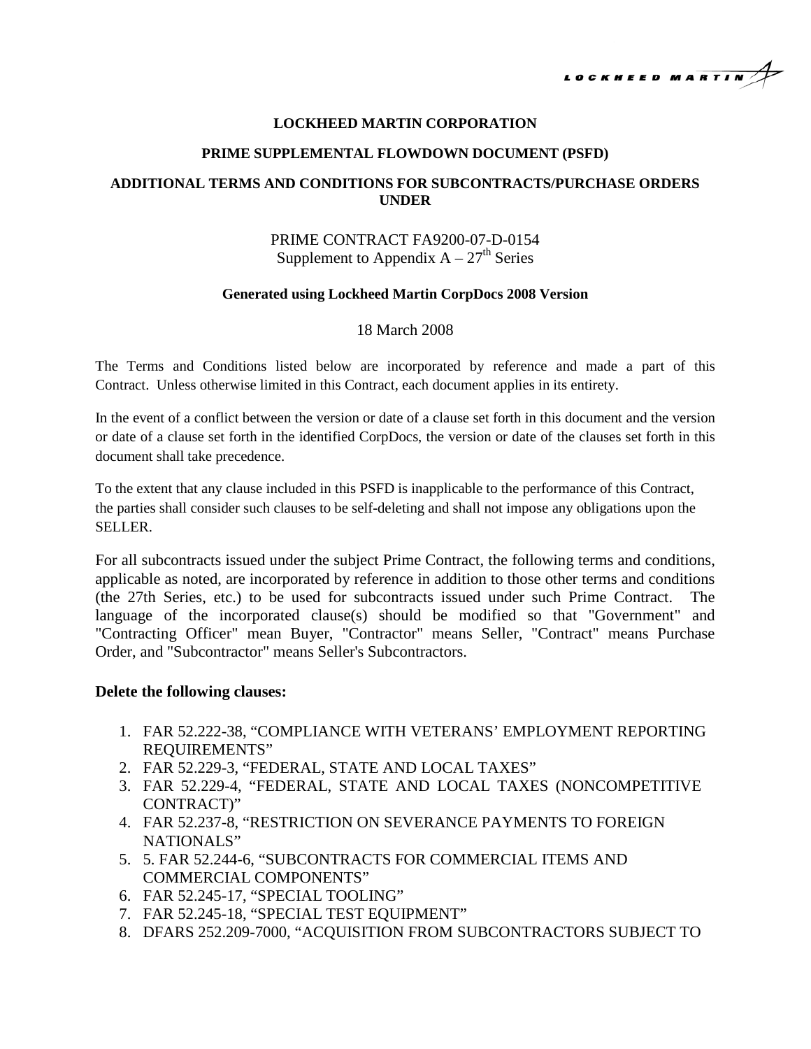**LOCKHEED MARTIN CORPORATION**

**PRIME SUPPLEMENTAL FLOWDOWN DOCUMENT (PSFD)**

**ADDITIONAL TERMS AND CONDITIONS FOR SUBCONTRACTS/PURCHASE ORDERS UNDER**

PRIME CONTRACT FA9200-07-D-0154
Supplement to Appendix A – 27th Series

**Generated using Lockheed Martin CorpDocs 2008 Version**

18 March 2008

The Terms and Conditions listed below are incorporated by reference and made a part of this Contract. Unless otherwise limited in this Contract, each document applies in its entirety.

In the event of a conflict between the version or date of a clause set forth in this document and the version or date of a clause set forth in the identified CorpDocs, the version or date of the clauses set forth in this document shall take precedence.

To the extent that any clause included in this PSFD is inapplicable to the performance of this Contract, the parties shall consider such clauses to be self-deleting and shall not impose any obligations upon the SELLER.

For all subcontracts issued under the subject Prime Contract, the following terms and conditions, applicable as noted, are incorporated by reference in addition to those other terms and conditions (the 27th Series, etc.) to be used for subcontracts issued under such Prime Contract. The language of the incorporated clause(s) should be modified so that "Government" and "Contracting Officer" mean Buyer, "Contractor" means Seller, "Contract" means Purchase Order, and "Subcontractor" means Seller's Subcontractors.

**Delete the following clauses:**

1. FAR 52.222-38, "COMPLIANCE WITH VETERANS' EMPLOYMENT REPORTING REQUIREMENTS"
2. FAR 52.229-3, "FEDERAL, STATE AND LOCAL TAXES"
3. FAR 52.229-4, "FEDERAL, STATE AND LOCAL TAXES (NONCOMPETITIVE CONTRACT)"
4. FAR 52.237-8, "RESTRICTION ON SEVERANCE PAYMENTS TO FOREIGN NATIONALS"
5. 5. FAR 52.244-6, "SUBCONTRACTS FOR COMMERCIAL ITEMS AND COMMERCIAL COMPONENTS"
6. FAR 52.245-17, "SPECIAL TOOLING"
7. FAR 52.245-18, "SPECIAL TEST EQUIPMENT"
8. DFARS 252.209-7000, "ACQUISITION FROM SUBCONTRACTORS SUBJECT TO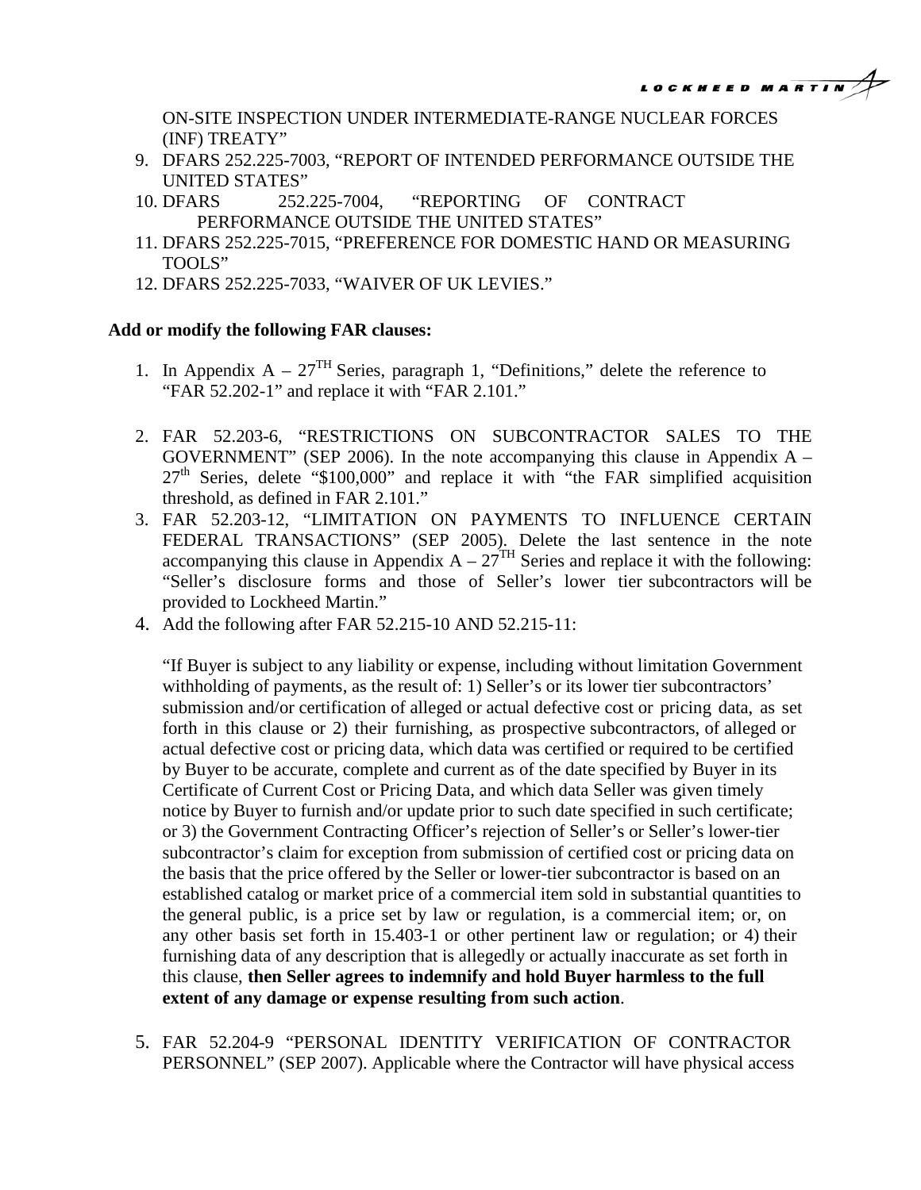ON-SITE INSPECTION UNDER INTERMEDIATE-RANGE NUCLEAR FORCES (INF) TREATY"

9. DFARS 252.225-7003, "REPORT OF INTENDED PERFORMANCE OUTSIDE THE UNITED STATES"
10. DFARS 252.225-7004, "REPORTING OF CONTRACT PERFORMANCE OUTSIDE THE UNITED STATES"
11. DFARS 252.225-7015, "PREFERENCE FOR DOMESTIC HAND OR MEASURING TOOLS"
12. DFARS 252.225-7033, "WAIVER OF UK LEVIES."

**Add or modify the following FAR clauses:**

1. In Appendix A – 27TH Series, paragraph 1, "Definitions," delete the reference to "FAR 52.202-1" and replace it with "FAR 2.101."

2. FAR 52.203-6, "RESTRICTIONS ON SUBCONTRACTOR SALES TO THE GOVERNMENT" (SEP 2006). In the note accompanying this clause in Appendix A – 27th Series, delete "$100,000" and replace it with "the FAR simplified acquisition threshold, as defined in FAR 2.101."
3. FAR 52.203-12, "LIMITATION ON PAYMENTS TO INFLUENCE CERTAIN FEDERAL TRANSACTIONS" (SEP 2005). Delete the last sentence in the note accompanying this clause in Appendix A – 27TH Series and replace it with the following: "Seller's disclosure forms and those of Seller's lower tier subcontractors will be provided to Lockheed Martin."
4. Add the following after FAR 52.215-10 AND 52.215-11:

   "If Buyer is subject to any liability or expense, including without limitation Government withholding of payments, as the result of: 1) Seller's or its lower tier subcontractors' submission and/or certification of alleged or actual defective cost or pricing data, as set forth in this clause or 2) their furnishing, as prospective subcontractors, of alleged or actual defective cost or pricing data, which data was certified or required to be certified by Buyer to be accurate, complete and current as of the date specified by Buyer in its Certificate of Current Cost or Pricing Data, and which data Seller was given timely notice by Buyer to furnish and/or update prior to such date specified in such certificate; or 3) the Government Contracting Officer's rejection of Seller's or Seller's lower-tier subcontractor's claim for exception from submission of certified cost or pricing data on the basis that the price offered by the Seller or lower-tier subcontractor is based on an established catalog or market price of a commercial item sold in substantial quantities to the general public, is a price set by law or regulation, is a commercial item; or, on any other basis set forth in 15.403-1 or other pertinent law or regulation; or 4) their furnishing data of any description that is allegedly or actually inaccurate as set forth in this clause, **then Seller agrees to indemnify and hold Buyer harmless to the full extent of any damage or expense resulting from such action**.

5. FAR 52.204-9 "PERSONAL IDENTITY VERIFICATION OF CONTRACTOR PERSONNEL" (SEP 2007). Applicable where the Contractor will have physical access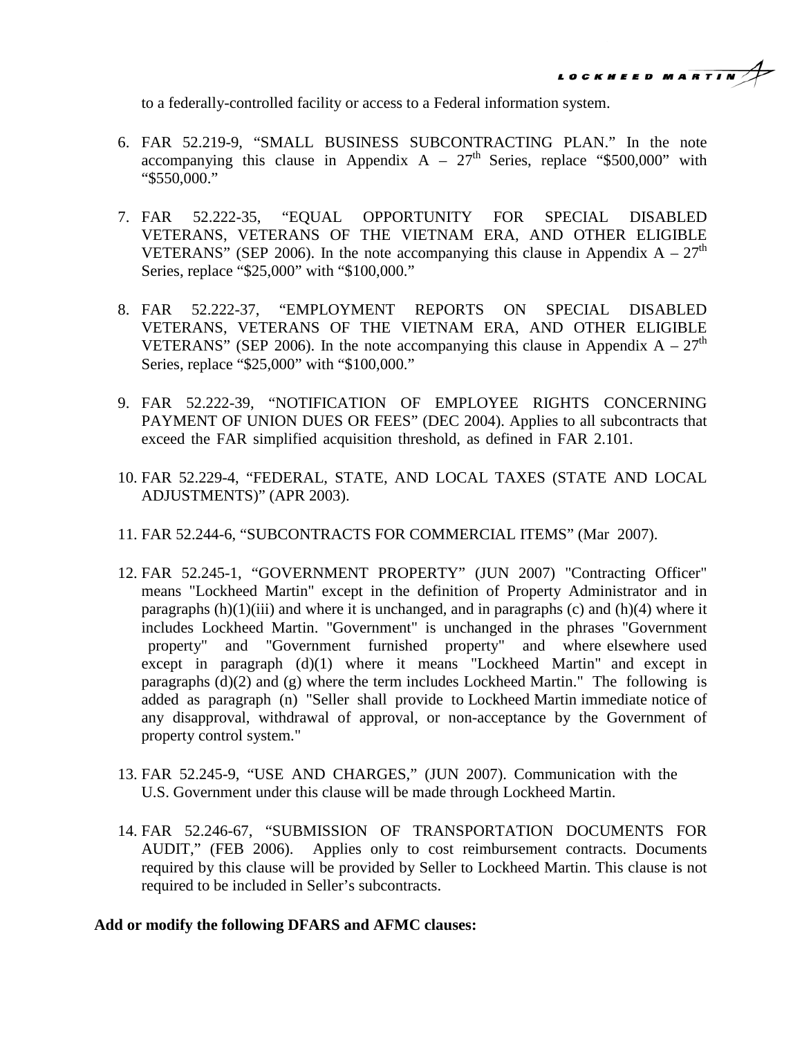to a federally-controlled facility or access to a Federal information system.

6. FAR 52.219-9, "SMALL BUSINESS SUBCONTRACTING PLAN." In the note accompanying this clause in Appendix A – 27th Series, replace "$500,000" with "$550,000."

7. FAR 52.222-35, "EQUAL OPPORTUNITY FOR SPECIAL DISABLED VETERANS, VETERANS OF THE VIETNAM ERA, AND OTHER ELIGIBLE VETERANS" (SEP 2006). In the note accompanying this clause in Appendix A – 27th Series, replace "$25,000" with "$100,000."

8. FAR 52.222-37, "EMPLOYMENT REPORTS ON SPECIAL DISABLED VETERANS, VETERANS OF THE VIETNAM ERA, AND OTHER ELIGIBLE VETERANS" (SEP 2006). In the note accompanying this clause in Appendix A – 27th Series, replace "$25,000" with "$100,000."

9. FAR 52.222-39, "NOTIFICATION OF EMPLOYEE RIGHTS CONCERNING PAYMENT OF UNION DUES OR FEES" (DEC 2004). Applies to all subcontracts that exceed the FAR simplified acquisition threshold, as defined in FAR 2.101.

10. FAR 52.229-4, "FEDERAL, STATE, AND LOCAL TAXES (STATE AND LOCAL ADJUSTMENTS)" (APR 2003).

11. FAR 52.244-6, "SUBCONTRACTS FOR COMMERCIAL ITEMS" (Mar 2007).

12. FAR 52.245-1, "GOVERNMENT PROPERTY" (JUN 2007) "Contracting Officer" means "Lockheed Martin" except in the definition of Property Administrator and in paragraphs (h)(1)(iii) and where it is unchanged, and in paragraphs (c) and (h)(4) where it includes Lockheed Martin. "Government" is unchanged in the phrases "Government property" and "Government furnished property" and where elsewhere used except in paragraph (d)(1) where it means "Lockheed Martin" and except in paragraphs (d)(2) and (g) where the term includes Lockheed Martin." The following is added as paragraph (n) "Seller shall provide to Lockheed Martin immediate notice of any disapproval, withdrawal of approval, or non-acceptance by the Government of property control system."

13. FAR 52.245-9, "USE AND CHARGES," (JUN 2007). Communication with the U.S. Government under this clause will be made through Lockheed Martin.

14. FAR 52.246-67, "SUBMISSION OF TRANSPORTATION DOCUMENTS FOR AUDIT," (FEB 2006). Applies only to cost reimbursement contracts. Documents required by this clause will be provided by Seller to Lockheed Martin. This clause is not required to be included in Seller's subcontracts.

**Add or modify the following DFARS and AFMC clauses:**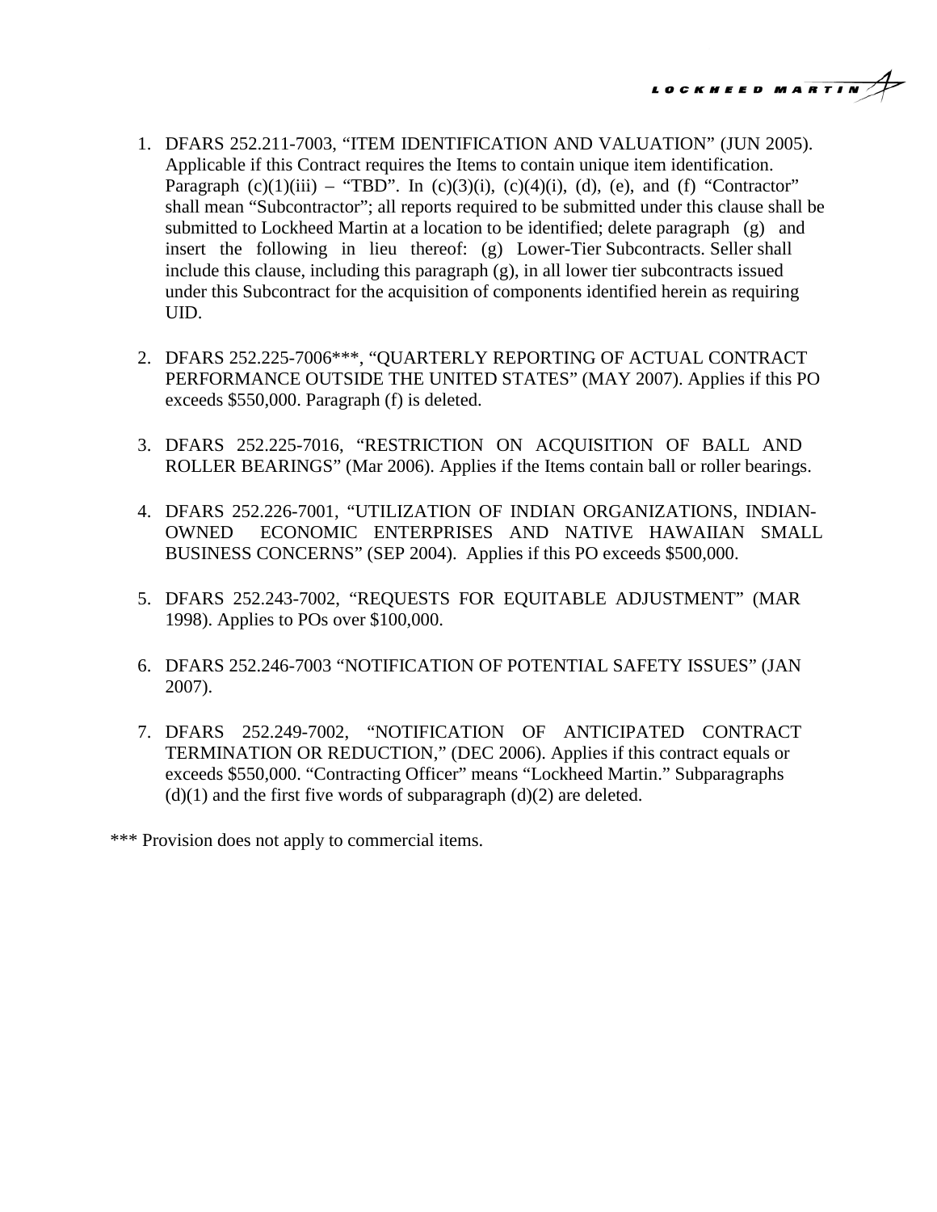1. DFARS 252.211-7003, "ITEM IDENTIFICATION AND VALUATION" (JUN 2005). Applicable if this Contract requires the Items to contain unique item identification. Paragraph (c)(1)(iii) – "TBD". In (c)(3)(i), (c)(4)(i), (d), (e), and (f) "Contractor" shall mean "Subcontractor"; all reports required to be submitted under this clause shall be submitted to Lockheed Martin at a location to be identified; delete paragraph (g) and insert the following in lieu thereof: (g) Lower-Tier Subcontracts. Seller shall include this clause, including this paragraph (g), in all lower tier subcontracts issued under this Subcontract for the acquisition of components identified herein as requiring UID.

2. DFARS 252.225-7006***, "QUARTERLY REPORTING OF ACTUAL CONTRACT PERFORMANCE OUTSIDE THE UNITED STATES" (MAY 2007). Applies if this PO exceeds $550,000. Paragraph (f) is deleted.

3. DFARS 252.225-7016, "RESTRICTION ON ACQUISITION OF BALL AND ROLLER BEARINGS" (Mar 2006). Applies if the Items contain ball or roller bearings.

4. DFARS 252.226-7001, "UTILIZATION OF INDIAN ORGANIZATIONS, INDIAN-OWNED ECONOMIC ENTERPRISES AND NATIVE HAWAIIAN SMALL BUSINESS CONCERNS" (SEP 2004). Applies if this PO exceeds $500,000.

5. DFARS 252.243-7002, "REQUESTS FOR EQUITABLE ADJUSTMENT" (MAR 1998). Applies to POs over $100,000.

6. DFARS 252.246-7003 "NOTIFICATION OF POTENTIAL SAFETY ISSUES" (JAN 2007).

7. DFARS 252.249-7002, "NOTIFICATION OF ANTICIPATED CONTRACT TERMINATION OR REDUCTION," (DEC 2006). Applies if this contract equals or exceeds $550,000. "Contracting Officer" means "Lockheed Martin." Subparagraphs (d)(1) and the first five words of subparagraph (d)(2) are deleted.

*** Provision does not apply to commercial items.